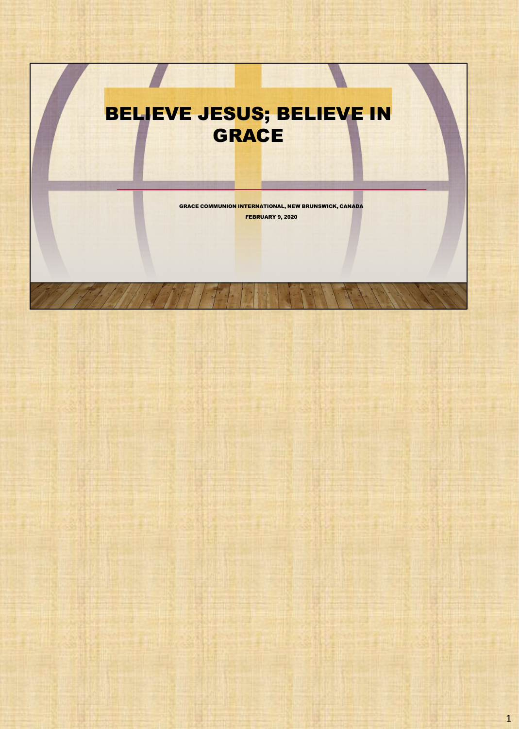# BELIEVE JESUS; BELIEVE IN GRACE

GRACE COMMUNION INTERNATIONAL, NEW BRUNSWICK, CANADA

FEBRUARY 9, 2020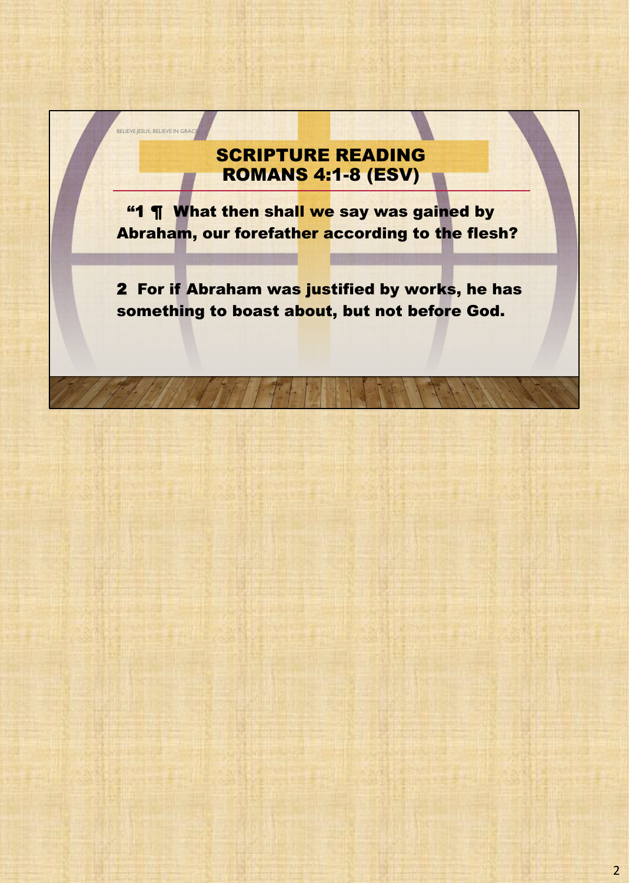BELIEVE JESUS; BELIEVE IN GRACE

## SCRIPTURE READING
## ROMANS 4:1-8 (ESV)

**“1 ¶ What then shall we say was gained by Abraham, our forefather according to the flesh?**

**2 For if Abraham was justified by works, he has something to boast about, but not before God.**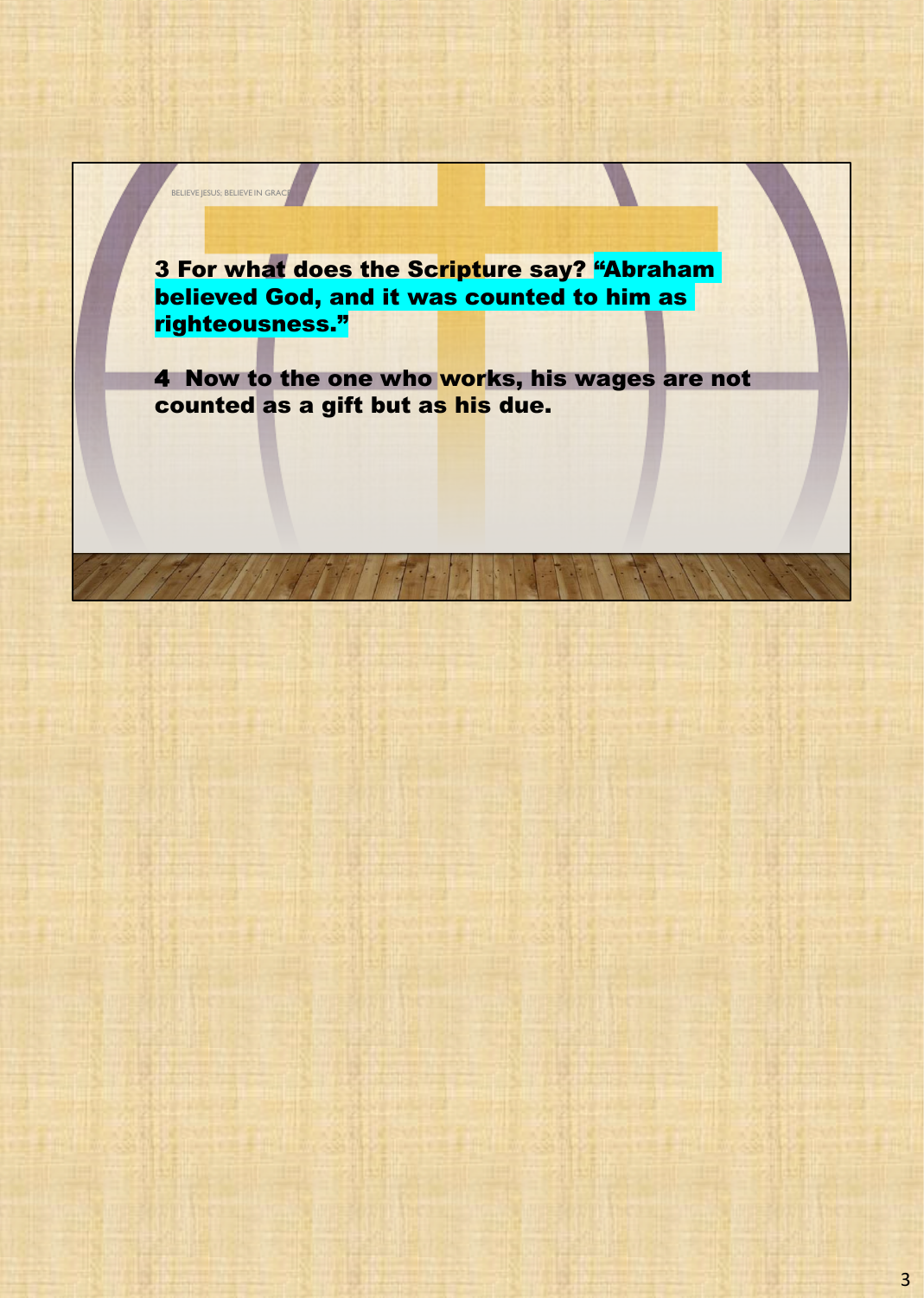BELIEVE JESUS; BELIEVE IN GRACE

**3 For what does the Scripture say? "Abraham believed God, and it was counted to him as righteousness."**

**4 Now to the one who works, his wages are not counted as a gift but as his due.**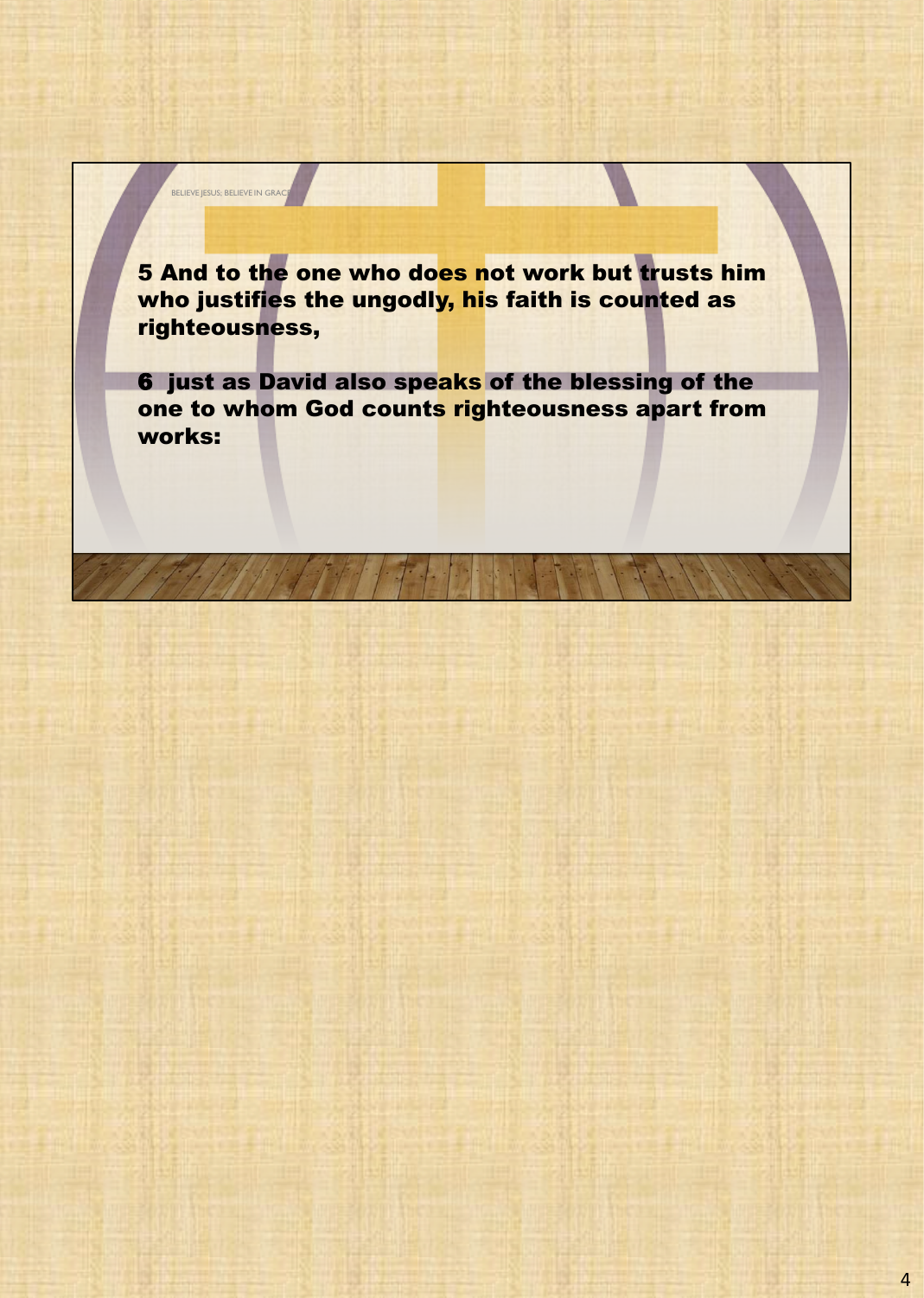BELIEVE JESUS; BELIEVE IN GRACE

**5 And to the one who does not work but trusts him who justifies the ungodly, his faith is counted as righteousness,**

**6 just as David also speaks of the blessing of the one to whom God counts righteousness apart from works:**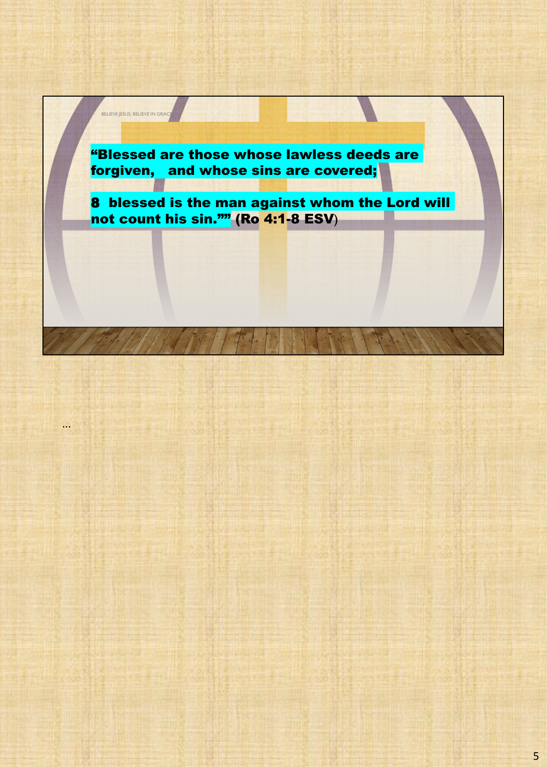BELIEVE JESUS; BELIEVE IN GRACE

**“Blessed are those whose lawless deeds are forgiven, and whose sins are covered;**

**8 blessed is the man against whom the Lord will not count his sin.”” (Ro 4:1-8 ESV)**

…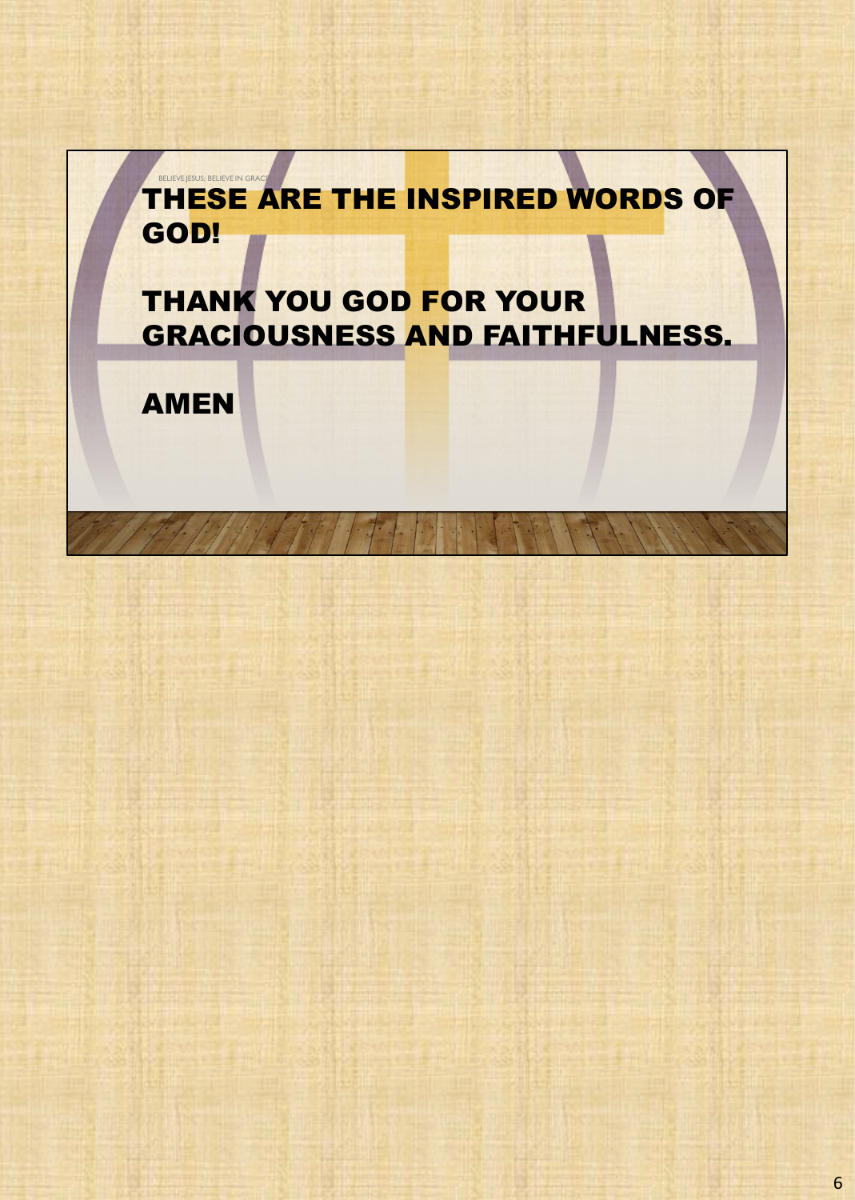BELIEVE JESUS; BELIEVE IN GRACE

**THESE ARE THE INSPIRED WORDS OF GOD!**

**THANK YOU GOD FOR YOUR GRACIOUSNESS AND FAITHFULNESS.**

**AMEN**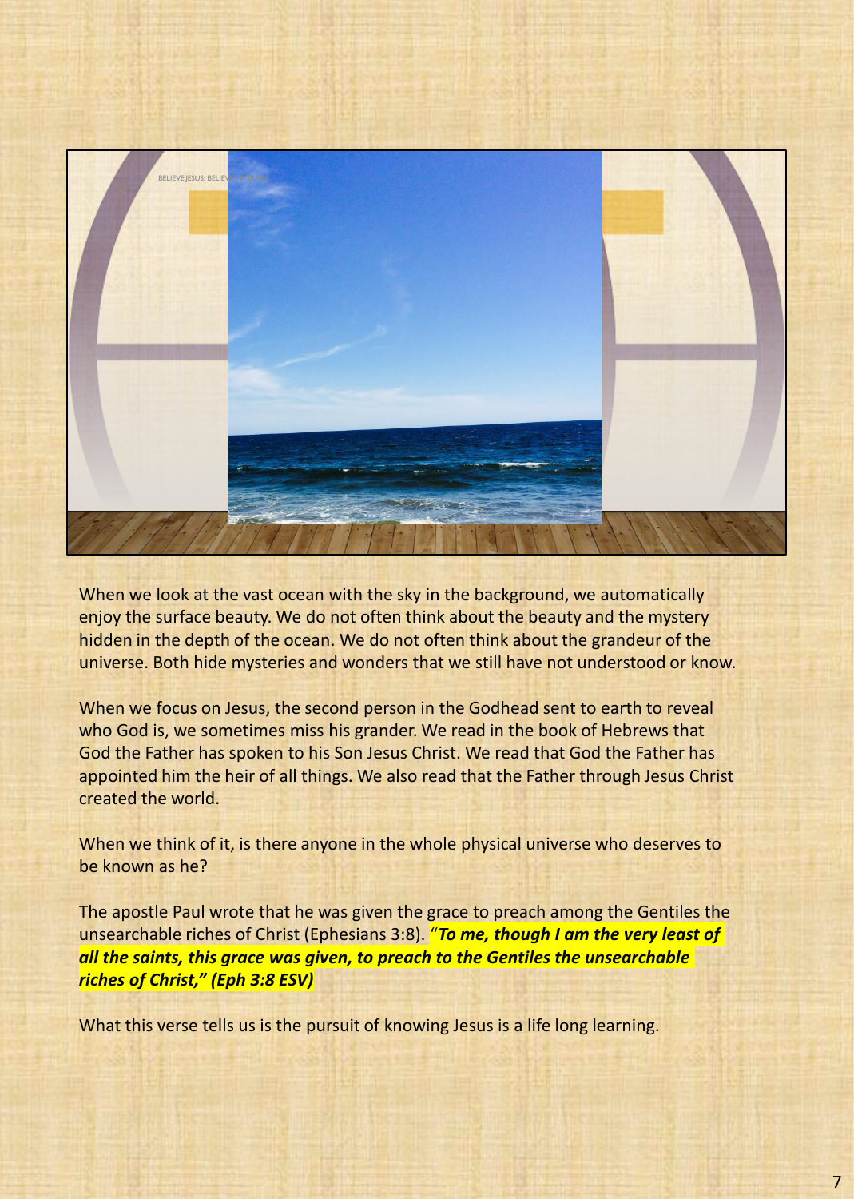When we look at the vast ocean with the sky in the background, we automatically enjoy the surface beauty. We do not often think about the beauty and the mystery hidden in the depth of the ocean. We do not often think about the grandeur of the universe. Both hide mysteries and wonders that we still have not understood or know.

When we focus on Jesus, the second person in the Godhead sent to earth to reveal who God is, we sometimes miss his grander. We read in the book of Hebrews that God the Father has spoken to his Son Jesus Christ. We read that God the Father has appointed him the heir of all things. We also read that the Father through Jesus Christ created the world.

When we think of it, is there anyone in the whole physical universe who deserves to be known as he?

The apostle Paul wrote that he was given the grace to preach among the Gentiles the unsearchable riches of Christ (Ephesians 3:8). "***To me, though I am the very least of all the saints, this grace was given, to preach to the Gentiles the unsearchable riches of Christ," (Eph 3:8 ESV)***

What this verse tells us is the pursuit of knowing Jesus is a life long learning.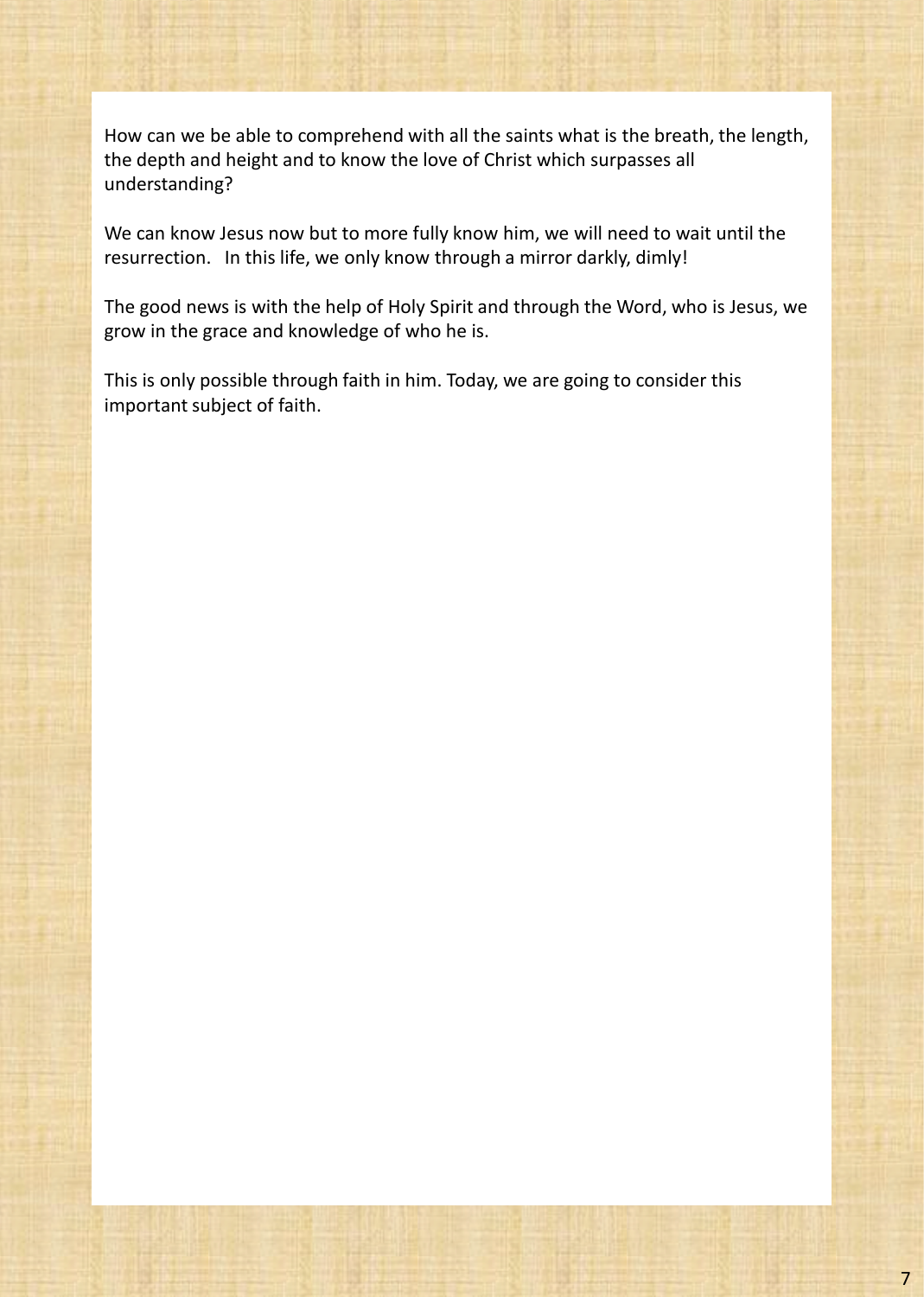How can we be able to comprehend with all the saints what is the breath, the length, the depth and height and to know the love of Christ which surpasses all understanding?

We can know Jesus now but to more fully know him, we will need to wait until the resurrection.   In this life, we only know through a mirror darkly, dimly!

The good news is with the help of Holy Spirit and through the Word, who is Jesus, we grow in the grace and knowledge of who he is.

This is only possible through faith in him. Today, we are going to consider this important subject of faith.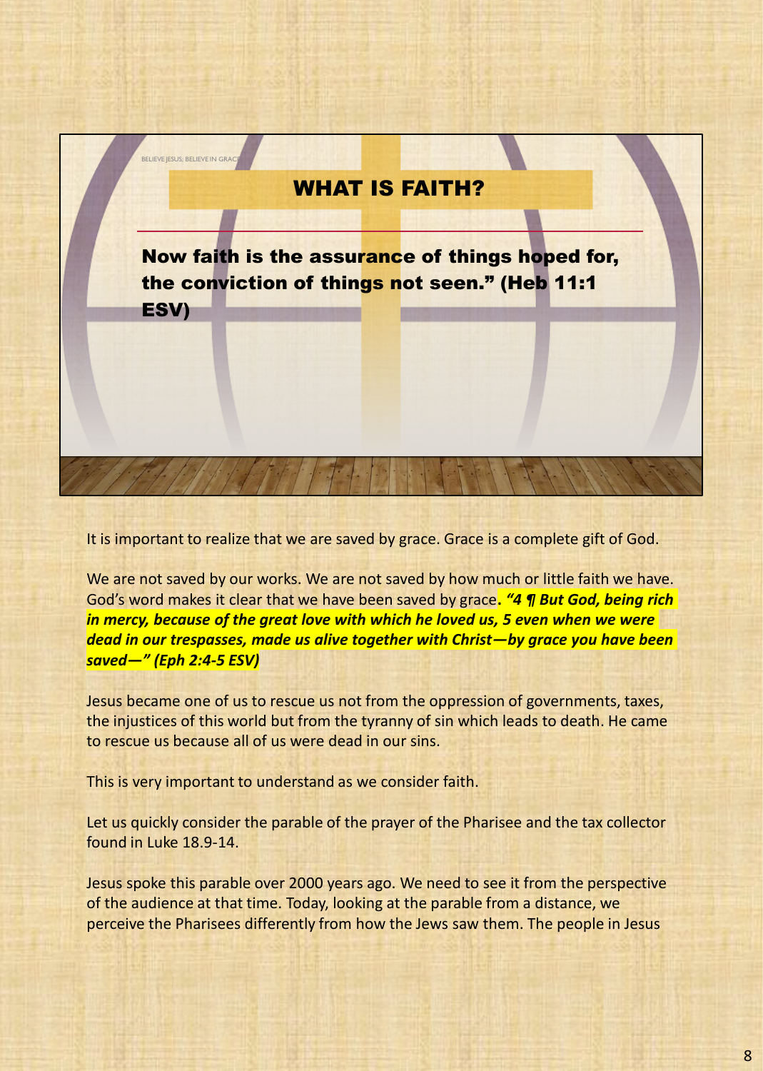BELIEVE JESUS; BELIEVE IN GRACE

## WHAT IS FAITH?

**Now faith is the assurance of things hoped for, the conviction of things not seen." (Heb 11:1 ESV)**

It is important to realize that we are saved by grace. Grace is a complete gift of God.

We are not saved by our works. We are not saved by how much or little faith we have. God's word makes it clear that we have been saved by grace**.** ***"4 ¶ But God, being rich in mercy, because of the great love with which he loved us, 5 even when we were dead in our trespasses, made us alive together with Christ—by grace you have been saved—" (Eph 2:4-5 ESV)***

Jesus became one of us to rescue us not from the oppression of governments, taxes, the injustices of this world but from the tyranny of sin which leads to death. He came to rescue us because all of us were dead in our sins.

This is very important to understand as we consider faith.

Let us quickly consider the parable of the prayer of the Pharisee and the tax collector found in Luke 18.9-14.

Jesus spoke this parable over 2000 years ago. We need to see it from the perspective of the audience at that time. Today, looking at the parable from a distance, we perceive the Pharisees differently from how the Jews saw them. The people in Jesus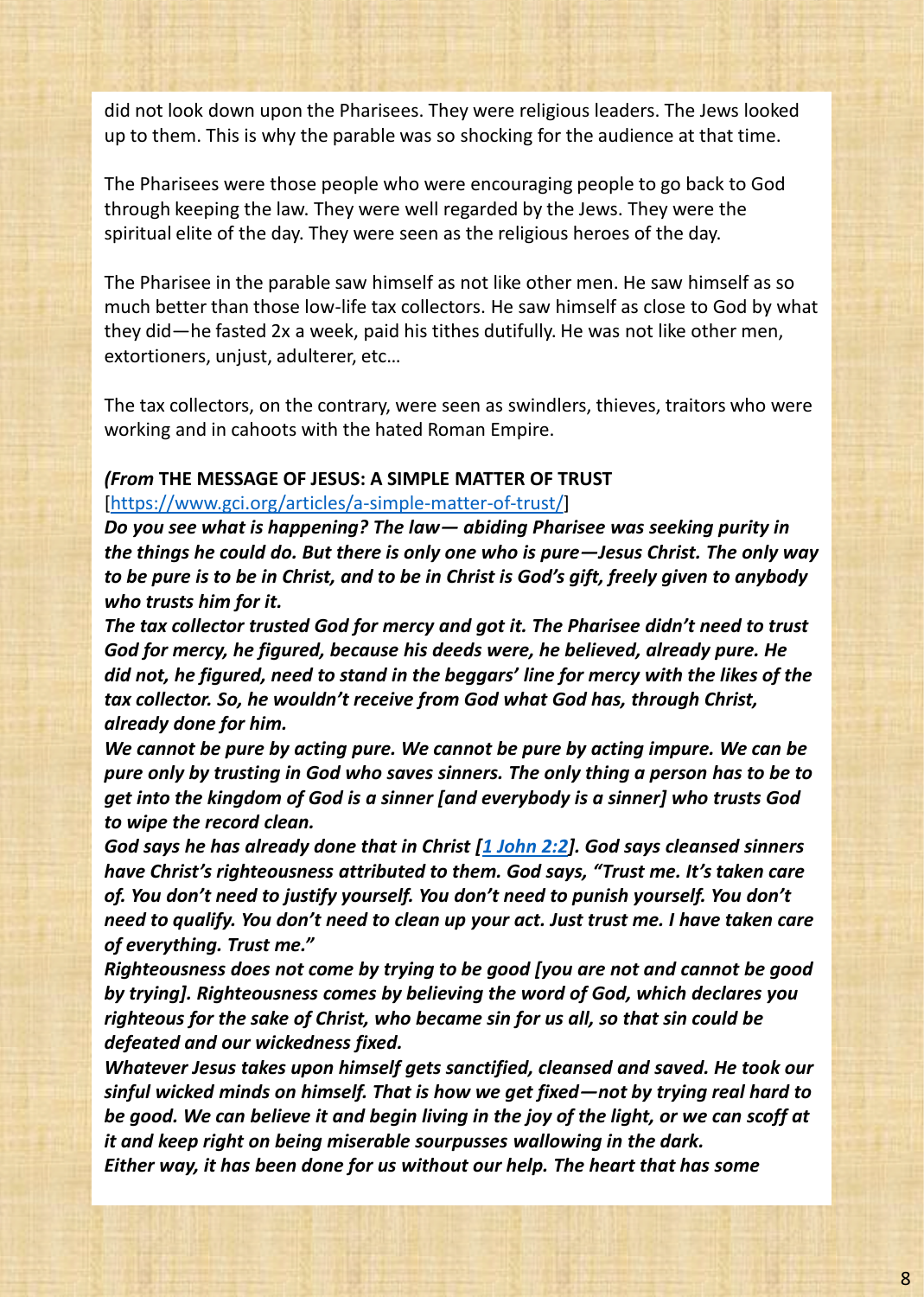did not look down upon the Pharisees. They were religious leaders. The Jews looked up to them. This is why the parable was so shocking for the audience at that time.

The Pharisees were those people who were encouraging people to go back to God through keeping the law. They were well regarded by the Jews. They were the spiritual elite of the day. They were seen as the religious heroes of the day.

The Pharisee in the parable saw himself as not like other men. He saw himself as so much better than those low-life tax collectors. He saw himself as close to God by what they did—he fasted 2x a week, paid his tithes dutifully. He was not like other men, extortioners, unjust, adulterer, etc…

The tax collectors, on the contrary, were seen as swindlers, thieves, traitors who were working and in cahoots with the hated Roman Empire.

***(From* THE MESSAGE OF JESUS: A SIMPLE MATTER OF TRUST**
[https://www.gci.org/articles/a-simple-matter-of-trust/]
***Do you see what is happening? The law— abiding Pharisee was seeking purity in the things he could do. But there is only one who is pure—Jesus Christ. The only way to be pure is to be in Christ, and to be in Christ is God's gift, freely given to anybody who trusts him for it.***
***The tax collector trusted God for mercy and got it. The Pharisee didn't need to trust God for mercy, he figured, because his deeds were, he believed, already pure. He did not, he figured, need to stand in the beggars' line for mercy with the likes of the tax collector. So, he wouldn't receive from God what God has, through Christ, already done for him.***
***We cannot be pure by acting pure. We cannot be pure by acting impure. We can be pure only by trusting in God who saves sinners. The only thing a person has to be to get into the kingdom of God is a sinner [and everybody is a sinner] who trusts God to wipe the record clean.***
***God says he has already done that in Christ [1 John 2:2]. God says cleansed sinners have Christ's righteousness attributed to them. God says, "Trust me. It's taken care of. You don't need to justify yourself. You don't need to punish yourself. You don't need to qualify. You don't need to clean up your act. Just trust me. I have taken care of everything. Trust me."***
***Righteousness does not come by trying to be good [you are not and cannot be good by trying]. Righteousness comes by believing the word of God, which declares you righteous for the sake of Christ, who became sin for us all, so that sin could be defeated and our wickedness fixed.***
***Whatever Jesus takes upon himself gets sanctified, cleansed and saved. He took our sinful wicked minds on himself. That is how we get fixed—not by trying real hard to be good. We can believe it and begin living in the joy of the light, or we can scoff at it and keep right on being miserable sourpusses wallowing in the dark.***
***Either way, it has been done for us without our help. The heart that has some***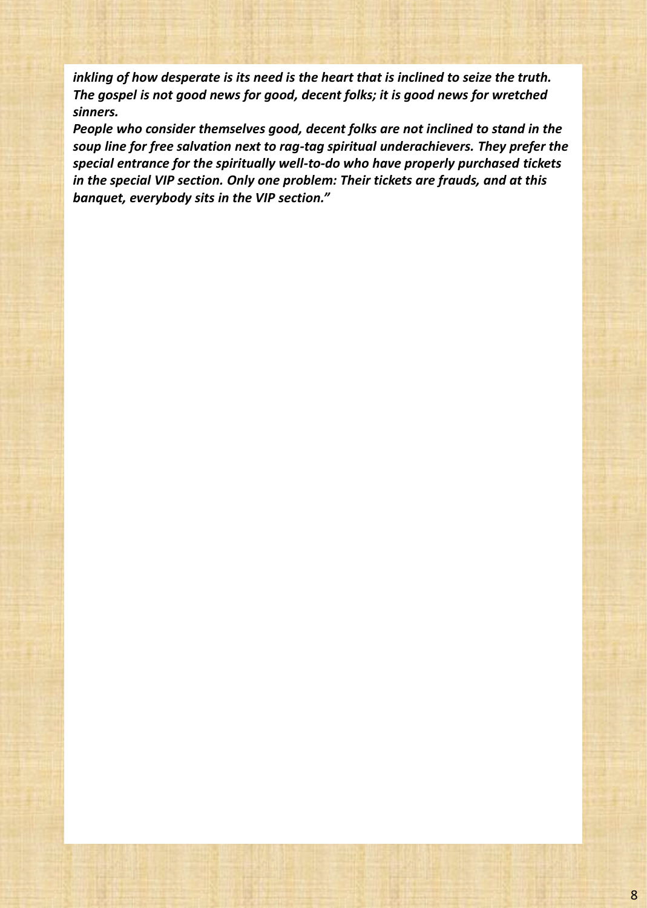***inkling of how desperate is its need is the heart that is inclined to seize the truth. The gospel is not good news for good, decent folks; it is good news for wretched sinners.***

***People who consider themselves good, decent folks are not inclined to stand in the soup line for free salvation next to rag-tag spiritual underachievers. They prefer the special entrance for the spiritually well-to-do who have properly purchased tickets in the special VIP section. Only one problem: Their tickets are frauds, and at this banquet, everybody sits in the VIP section."***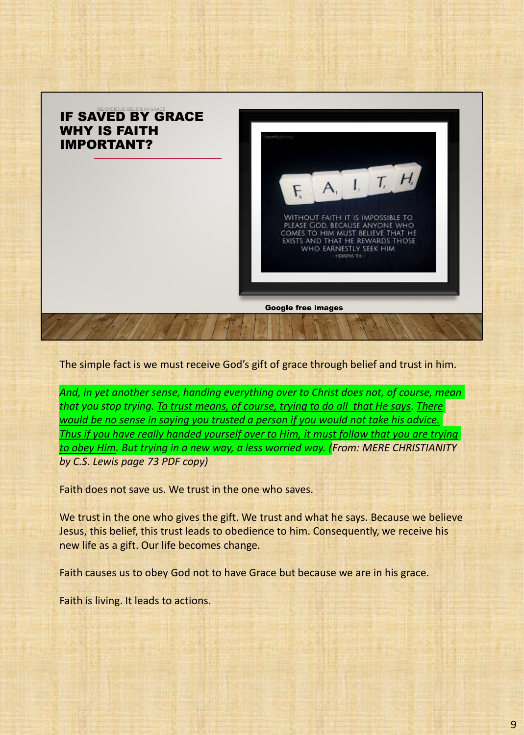BELIEVE JESUS: BELIEVE IN GRACE

# IF SAVED BY GRACE WHY IS FAITH IMPORTANT?

F A I T H

WITHOUT FAITH IT IS IMPOSSIBLE TO PLEASE GOD BECAUSE ANYONE WHO COMES TO HIM MUST BELIEVE THAT HE EXISTS AND THAT HE REWARDS THOSE WHO EARNESTLY SEEK HIM

- HEBREWS 11:6 -

**Google free images**

The simple fact is we must receive God's gift of grace through belief and trust in him.

*And, in yet another sense, handing everything over to Christ does not, of course, mean that you stop trying. <u>To trust means, of course, trying to do all that He says</u>. <u>There would be no sense in saying you trusted a person if you would not take his advice. Thus if you have really handed yourself over to Him, it must follow that you are trying to obey Him</u>. But trying in a new way, a less worried way. (From: MERE CHRISTIANITY by C.S. Lewis page 73 PDF copy)*

Faith does not save us. We trust in the one who saves.

We trust in the one who gives the gift. We trust and what he says. Because we believe Jesus, this belief, this trust leads to obedience to him. Consequently, we receive his new life as a gift. Our life becomes change.

Faith causes us to obey God not to have Grace but because we are in his grace.

Faith is living. It leads to actions.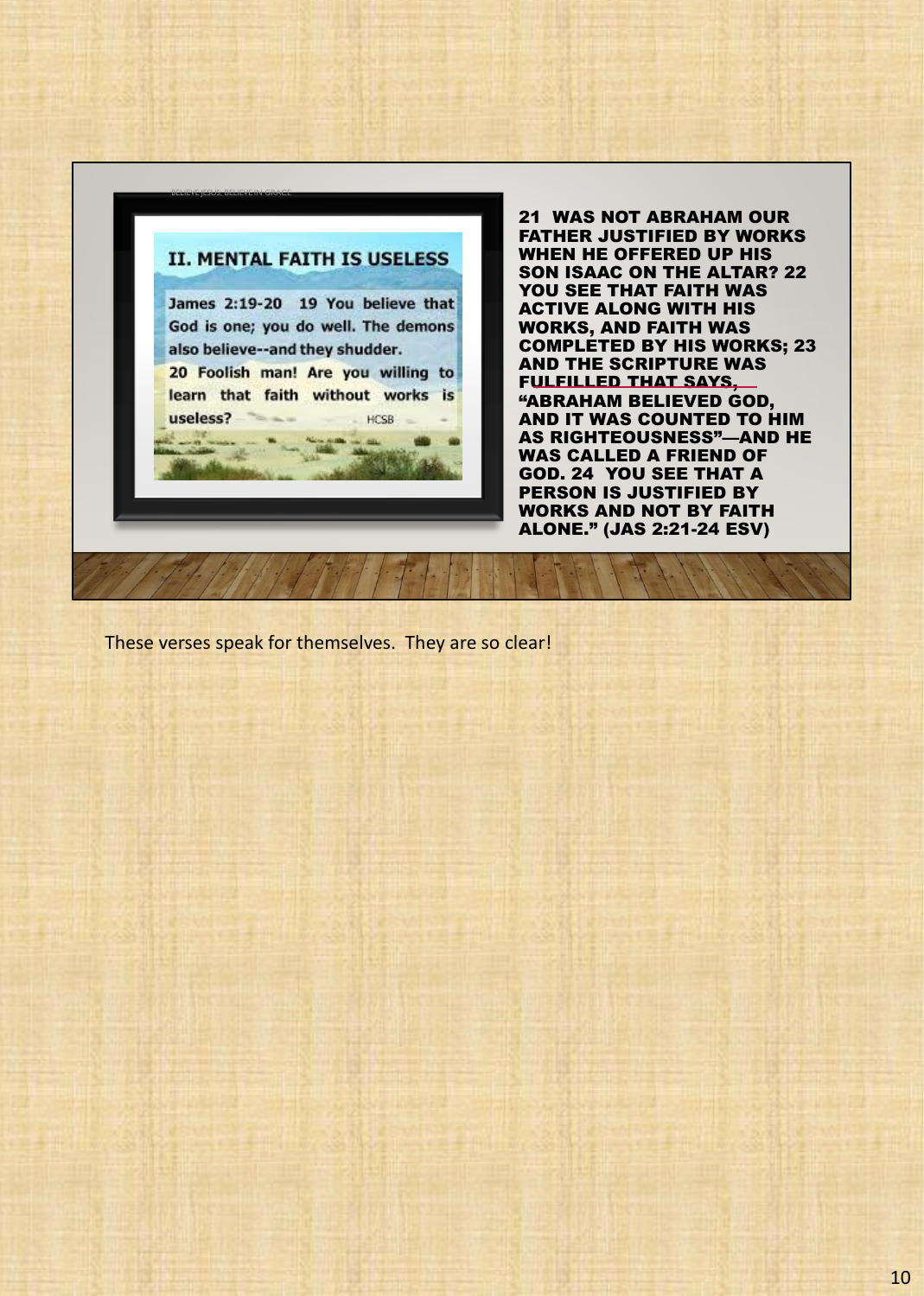BELIEVE JESUS, BELIEVE IN GRACE

## II. MENTAL FAITH IS USELESS

James 2:19-20 19 You believe that God is one; you do well. The demons also believe--and they shudder.

20 Foolish man! Are you willing to learn that faith without works is useless? HCSB

**21 WAS NOT ABRAHAM OUR FATHER JUSTIFIED BY WORKS WHEN HE OFFERED UP HIS SON ISAAC ON THE ALTAR? 22 YOU SEE THAT FAITH WAS ACTIVE ALONG WITH HIS WORKS, AND FAITH WAS COMPLETED BY HIS WORKS; 23 AND THE SCRIPTURE WAS FULFILLED THAT SAYS, "ABRAHAM BELIEVED GOD, AND IT WAS COUNTED TO HIM AS RIGHTEOUSNESS"—AND HE WAS CALLED A FRIEND OF GOD. 24 YOU SEE THAT A PERSON IS JUSTIFIED BY WORKS AND NOT BY FAITH ALONE." (JAS 2:21-24 ESV)**

These verses speak for themselves. They are so clear!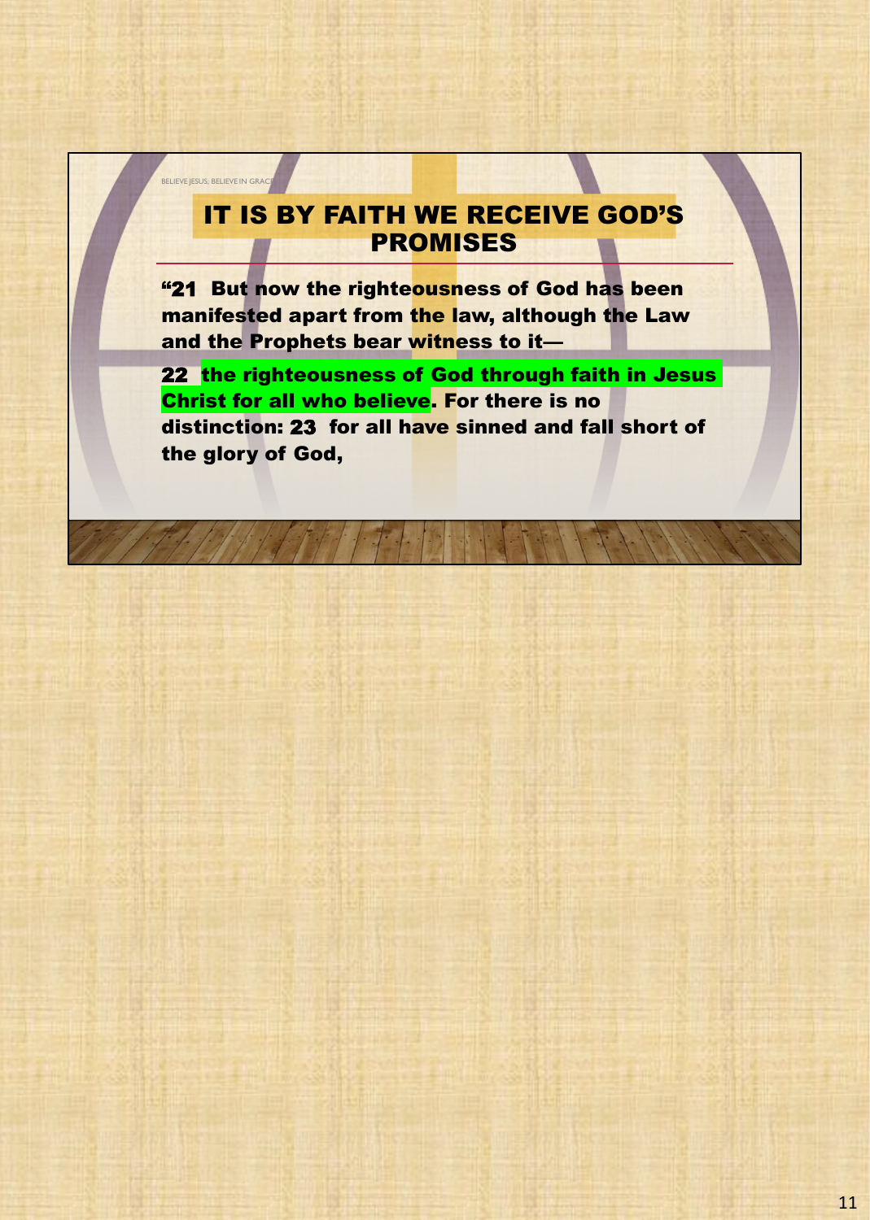# IT IS BY FAITH WE RECEIVE GOD'S PROMISES

**"21 But now the righteousness of God has been manifested apart from the law, although the Law and the Prophets bear witness to it—**

**22 the righteousness of God through faith in Jesus Christ for all who believe. For there is no distinction: 23 for all have sinned and fall short of the glory of God,**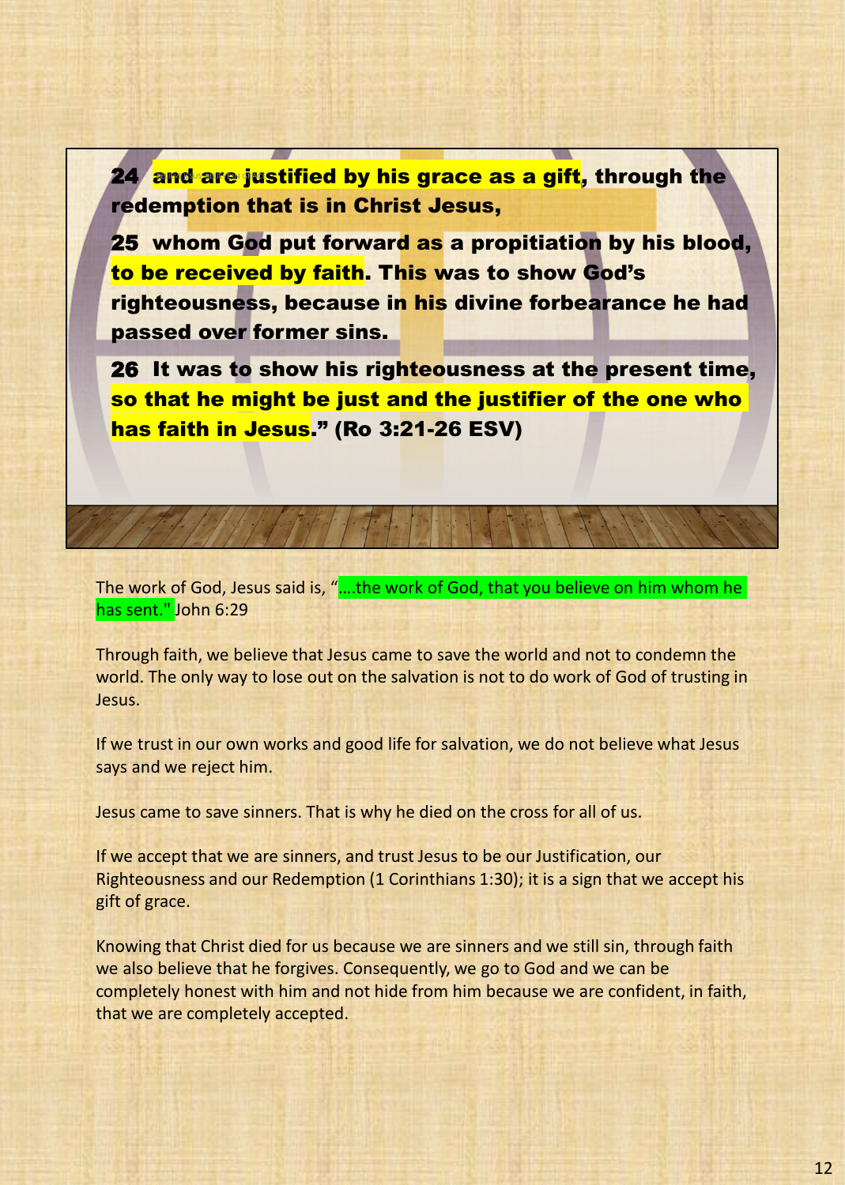**24 and are justified by his grace as a gift, through the redemption that is in Christ Jesus,**

**25 whom God put forward as a propitiation by his blood, to be received by faith. This was to show God's righteousness, because in his divine forbearance he had passed over former sins.**

**26 It was to show his righteousness at the present time, so that he might be just and the justifier of the one who has faith in Jesus." (Ro 3:21-26 ESV)**

The work of God, Jesus said is, "....the work of God, that you believe on him whom he has sent." John 6:29

Through faith, we believe that Jesus came to save the world and not to condemn the world. The only way to lose out on the salvation is not to do work of God of trusting in Jesus.

If we trust in our own works and good life for salvation, we do not believe what Jesus says and we reject him.

Jesus came to save sinners. That is why he died on the cross for all of us.

If we accept that we are sinners, and trust Jesus to be our Justification, our Righteousness and our Redemption (1 Corinthians 1:30); it is a sign that we accept his gift of grace.

Knowing that Christ died for us because we are sinners and we still sin, through faith we also believe that he forgives. Consequently, we go to God and we can be completely honest with him and not hide from him because we are confident, in faith, that we are completely accepted.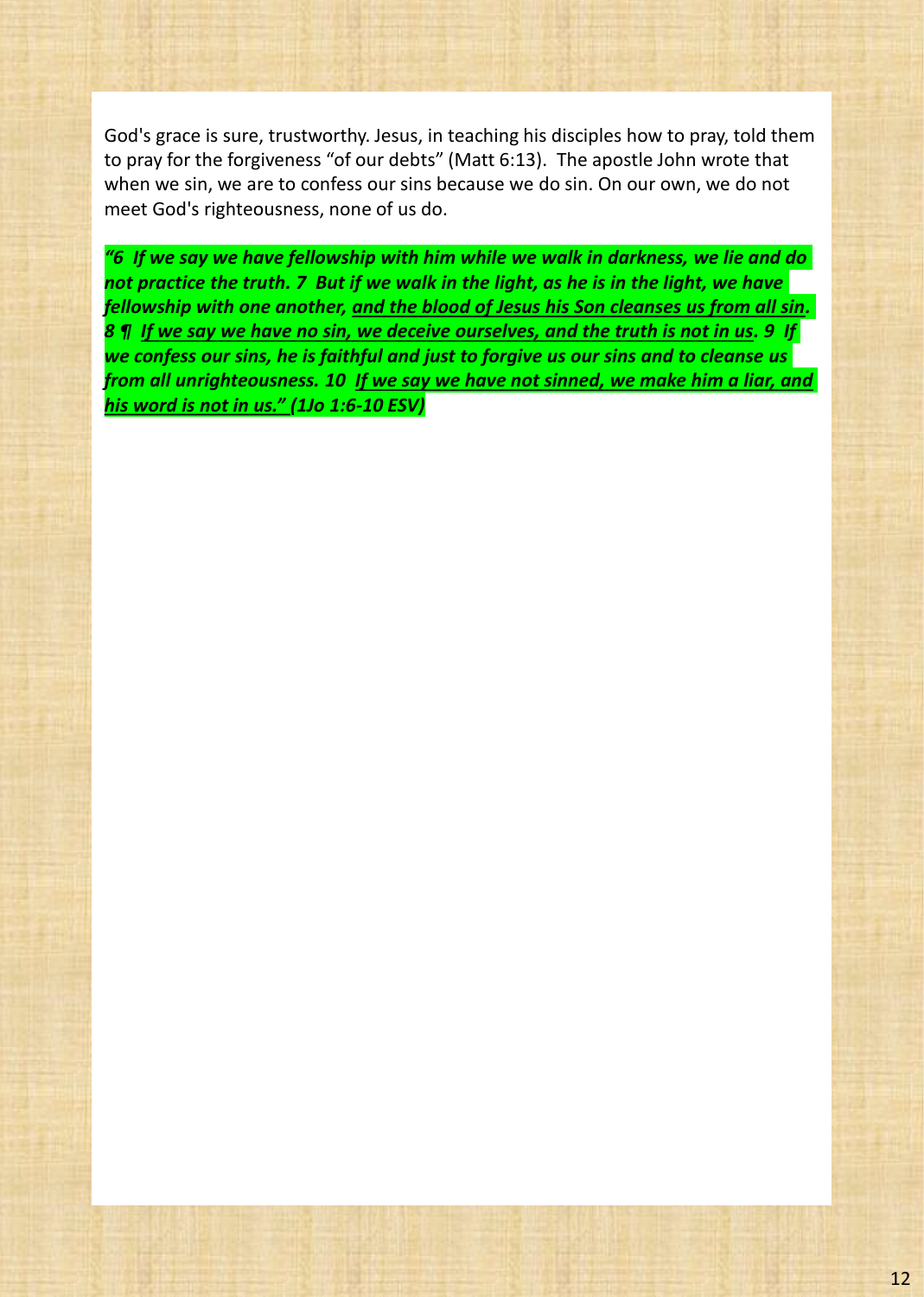God's grace is sure, trustworthy. Jesus, in teaching his disciples how to pray, told them to pray for the forgiveness "of our debts" (Matt 6:13). The apostle John wrote that when we sin, we are to confess our sins because we do sin. On our own, we do not meet God's righteousness, none of us do.

***"6 If we say we have fellowship with him while we walk in darkness, we lie and do not practice the truth. 7 But if we walk in the light, as he is in the light, we have fellowship with one another, <u>and the blood of Jesus his Son cleanses us from all sin</u>. 8 ¶ <u>If we say we have no sin, we deceive ourselves, and the truth is not in us</u>. 9 If we confess our sins, he is faithful and just to forgive us our sins and to cleanse us from all unrighteousness. 10 <u>If we say we have not sinned, we make him a liar, and his word is not in us."</u> (1Jo 1:6-10 ESV)***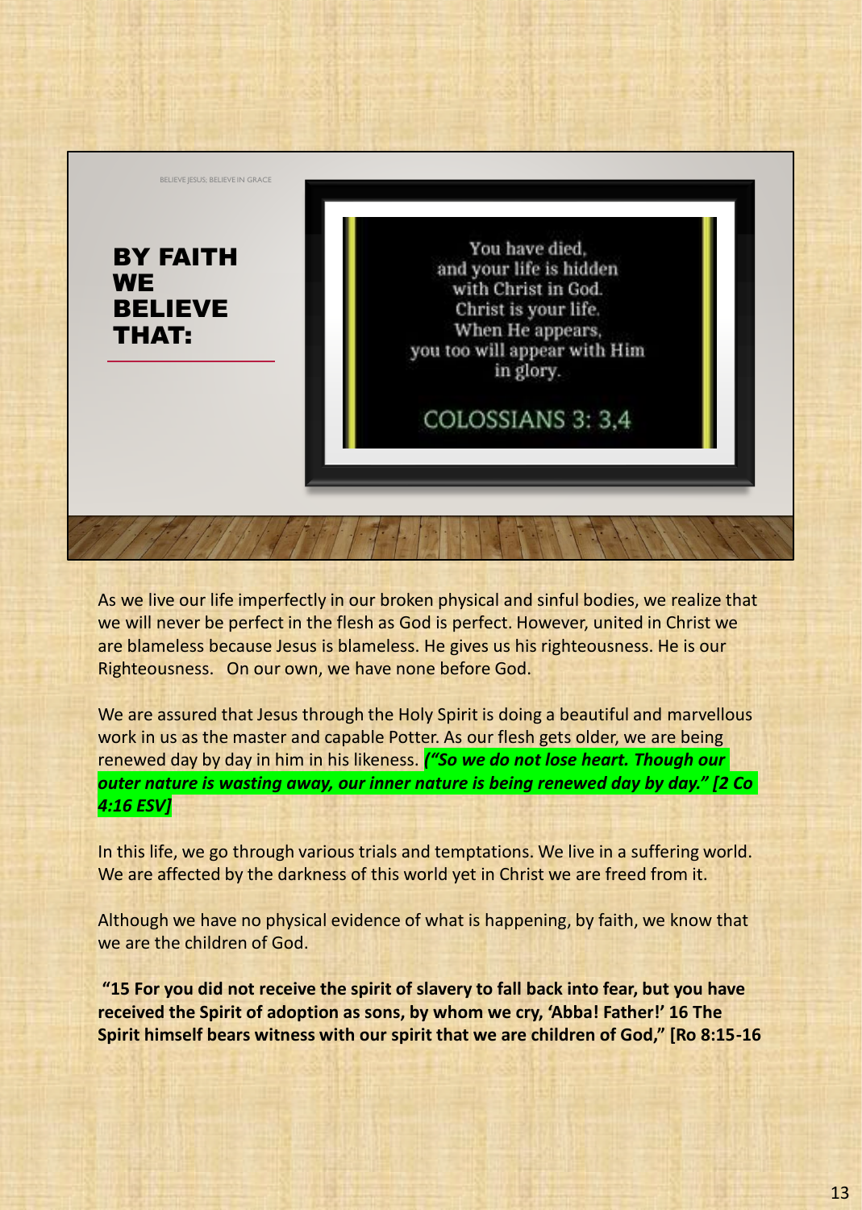BELIEVE JESUS; BELIEVE IN GRACE

## BY FAITH WE BELIEVE THAT:

You have died,
and your life is hidden
with Christ in God.
Christ is your life.
When He appears,
you too will appear with Him
in glory.

COLOSSIANS 3: 3,4

As we live our life imperfectly in our broken physical and sinful bodies, we realize that we will never be perfect in the flesh as God is perfect. However, united in Christ we are blameless because Jesus is blameless. He gives us his righteousness. He is our Righteousness. On our own, we have none before God.

We are assured that Jesus through the Holy Spirit is doing a beautiful and marvellous work in us as the master and capable Potter. As our flesh gets older, we are being renewed day by day in him in his likeness. ***("So we do not lose heart. Though our outer nature is wasting away, our inner nature is being renewed day by day." [2 Co 4:16 ESV]***

In this life, we go through various trials and temptations. We live in a suffering world. We are affected by the darkness of this world yet in Christ we are freed from it.

Although we have no physical evidence of what is happening, by faith, we know that we are the children of God.

**"15 For you did not receive the spirit of slavery to fall back into fear, but you have received the Spirit of adoption as sons, by whom we cry, 'Abba! Father!' 16 The Spirit himself bears witness with our spirit that we are children of God," [Ro 8:15-16**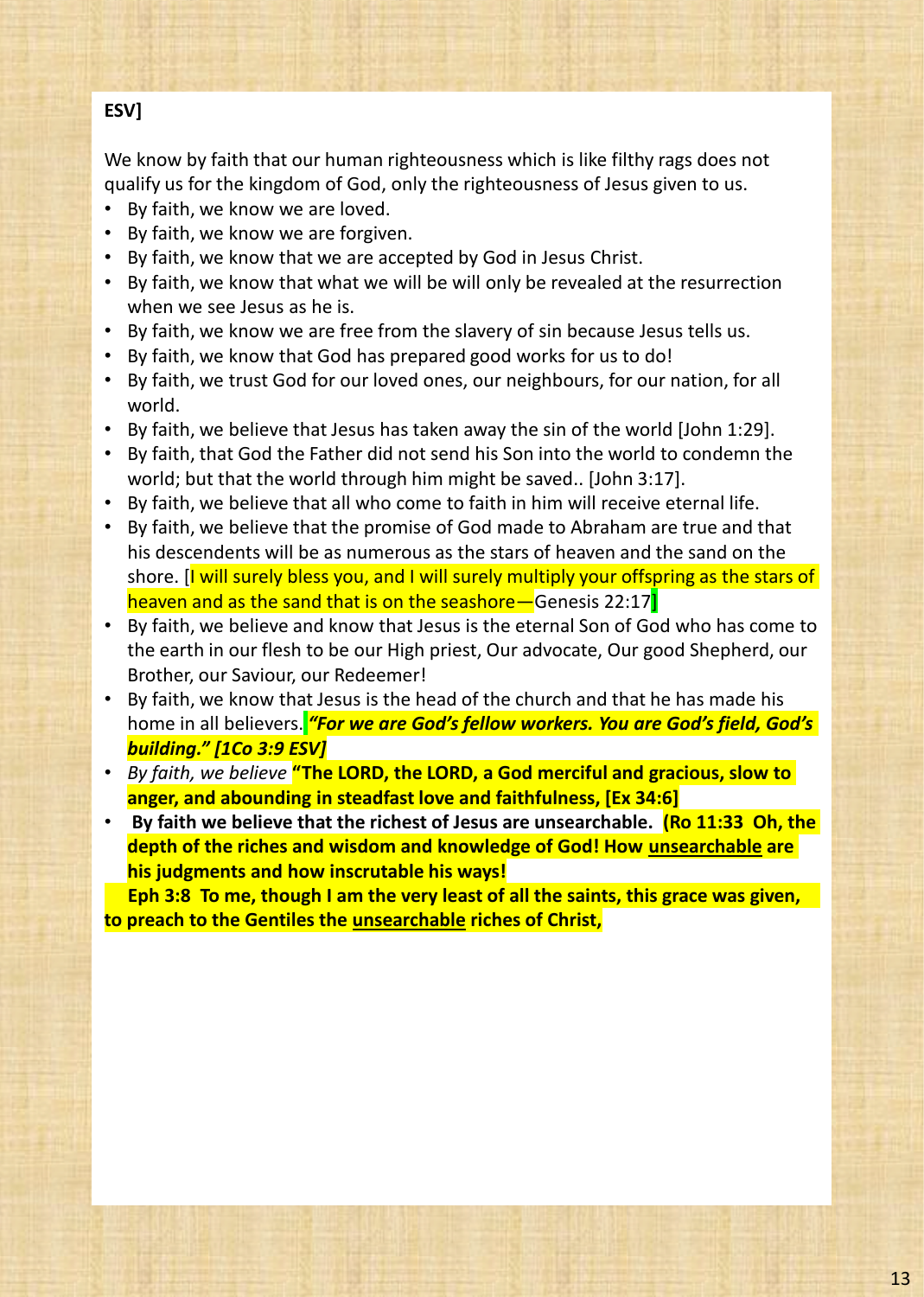**ESV]**

We know by faith that our human righteousness which is like filthy rags does not qualify us for the kingdom of God, only the righteousness of Jesus given to us.

- By faith, we know we are loved.
- By faith, we know we are forgiven.
- By faith, we know that we are accepted by God in Jesus Christ.
- By faith, we know that what we will be will only be revealed at the resurrection when we see Jesus as he is.
- By faith, we know we are free from the slavery of sin because Jesus tells us.
- By faith, we know that God has prepared good works for us to do!
- By faith, we trust God for our loved ones, our neighbours, for our nation, for all world.
- By faith, we believe that Jesus has taken away the sin of the world [John 1:29].
- By faith, that God the Father did not send his Son into the world to condemn the world; but that the world through him might be saved.. [John 3:17].
- By faith, we believe that all who come to faith in him will receive eternal life.
- By faith, we believe that the promise of God made to Abraham are true and that his descendents will be as numerous as the stars of heaven and the sand on the shore. [I will surely bless you, and I will surely multiply your offspring as the stars of heaven and as the sand that is on the seashore—Genesis 22:17]
- By faith, we believe and know that Jesus is the eternal Son of God who has come to the earth in our flesh to be our High priest, Our advocate, Our good Shepherd, our Brother, our Saviour, our Redeemer!
- By faith, we know that Jesus is the head of the church and that he has made his home in all believers. ***"For we are God's fellow workers. You are God's field, God's building." [1Co 3:9 ESV]***
- *By faith, we believe* **"The LORD, the LORD, a God merciful and gracious, slow to anger, and abounding in steadfast love and faithfulness, [Ex 34:6]**
- **By faith we believe that the richest of Jesus are unsearchable. (Ro 11:33 Oh, the depth of the riches and wisdom and knowledge of God! How unsearchable are his judgments and how inscrutable his ways!**

**Eph 3:8 To me, though I am the very least of all the saints, this grace was given, to preach to the Gentiles the unsearchable riches of Christ,**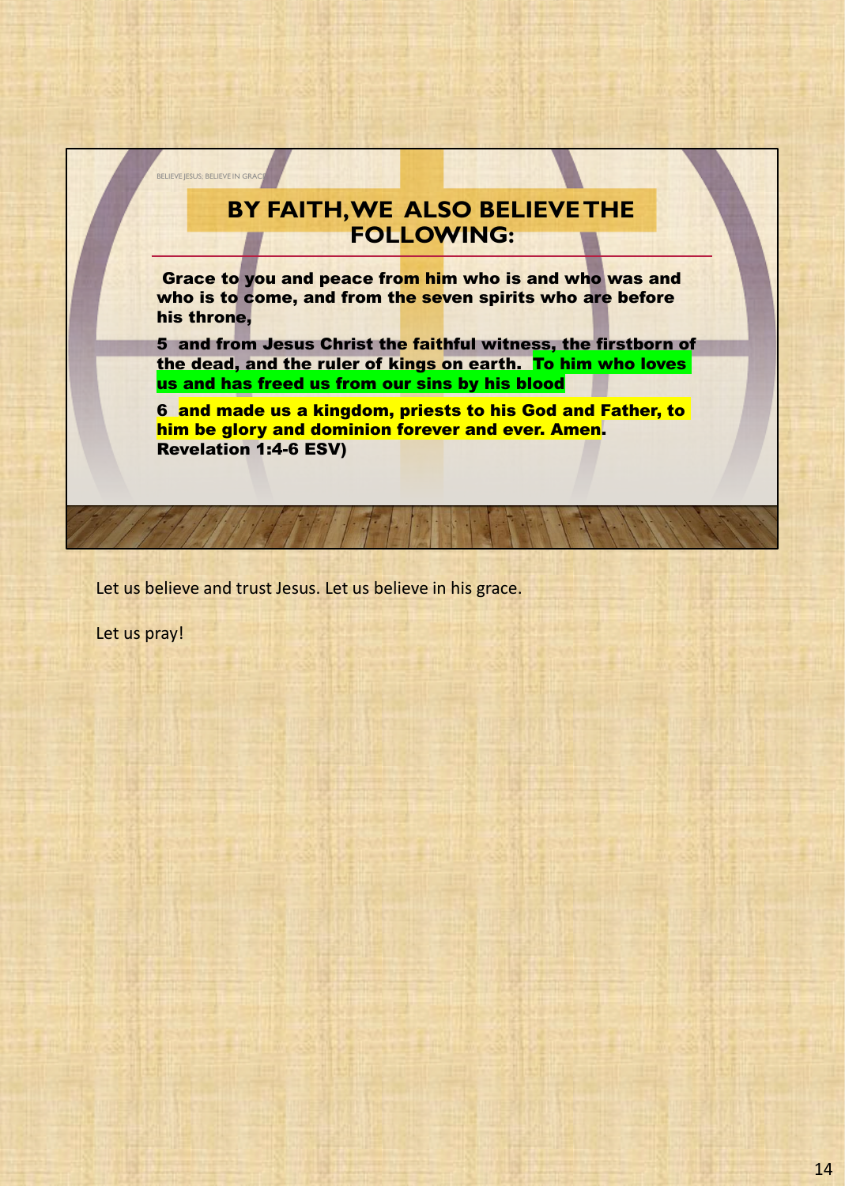BELIEVE JESUS; BELIEVE IN GRACE

## BY FAITH, WE ALSO BELIEVE THE FOLLOWING:

**Grace to you and peace from him who is and who was and who is to come, and from the seven spirits who are before his throne,**

**5 and from Jesus Christ the faithful witness, the firstborn of the dead, and the ruler of kings on earth. To him who loves us and has freed us from our sins by his blood**

**6 and made us a kingdom, priests to his God and Father, to him be glory and dominion forever and ever. Amen. Revelation 1:4-6 ESV)**

Let us believe and trust Jesus. Let us believe in his grace.

Let us pray!